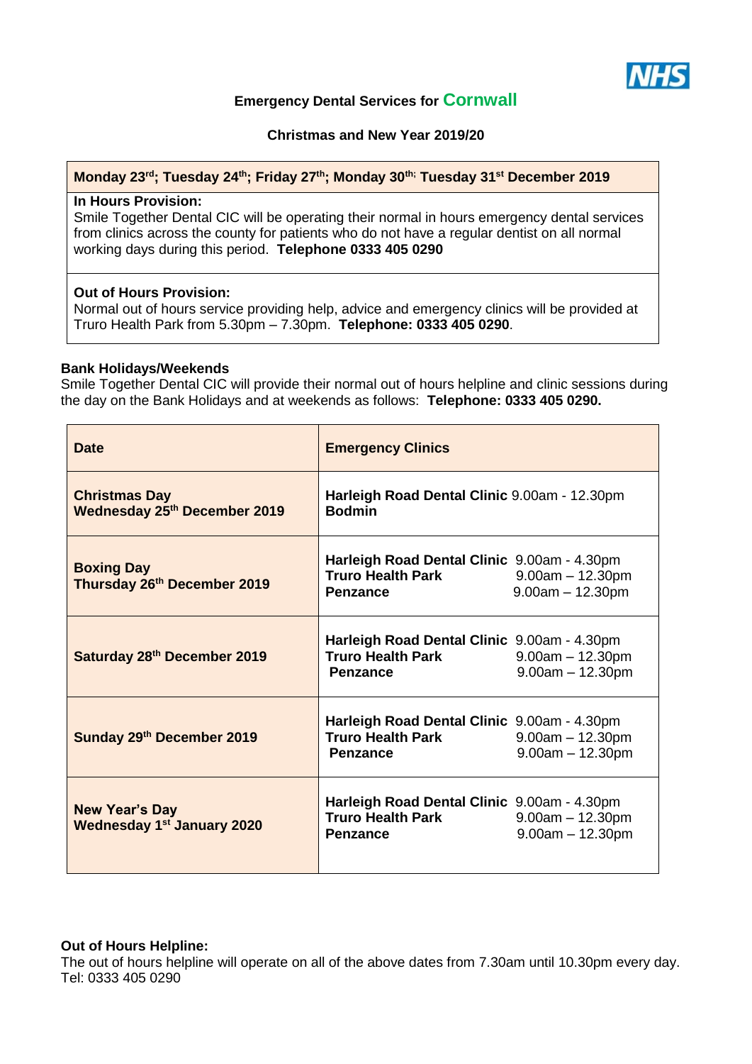## Emergency Dental Services for Cornwall

### Christmas and New Year 2019/20

| Monday 23rd; Tuesday 24th; Friday 27th; Monday 30th; Tuesday 31st December 2019 |
|---|
| **In Hours Provision:**<br>Smile Together Dental CIC will be operating their normal in hours emergency dental services from clinics across the county for patients who do not have a regular dentist on all normal working days during this period. **Telephone 0333 405 0290** |
| **Out of Hours Provision:**<br>Normal out of hours service providing help, advice and emergency clinics will be provided at Truro Health Park from 5.30pm – 7.30pm. **Telephone: 0333 405 0290**. |

**Bank Holidays/Weekends**

Smile Together Dental CIC will provide their normal out of hours helpline and clinic sessions during the day on the Bank Holidays and at weekends as follows: **Telephone: 0333 405 0290.**

| Date | Emergency Clinics |
|---|---|
| **Christmas Day**<br>**Wednesday 25th December 2019** | **Harleigh Road Dental Clinic** 9.00am - 12.30pm<br>**Bodmin** |
| **Boxing Day**<br>**Thursday 26th December 2019** | **Harleigh Road Dental Clinic** 9.00am - 4.30pm<br>**Truro Health Park** 9.00am – 12.30pm<br>**Penzance** 9.00am – 12.30pm |
| **Saturday 28th December 2019** | **Harleigh Road Dental Clinic** 9.00am - 4.30pm<br>**Truro Health Park** 9.00am – 12.30pm<br>**Penzance** 9.00am – 12.30pm |
| **Sunday 29th December 2019** | **Harleigh Road Dental Clinic** 9.00am - 4.30pm<br>**Truro Health Park** 9.00am – 12.30pm<br>**Penzance** 9.00am – 12.30pm |
| **New Year's Day**<br>**Wednesday 1st January 2020** | **Harleigh Road Dental Clinic** 9.00am - 4.30pm<br>**Truro Health Park** 9.00am – 12.30pm<br>**Penzance** 9.00am – 12.30pm |

**Out of Hours Helpline:**

The out of hours helpline will operate on all of the above dates from 7.30am until 10.30pm every day. Tel: 0333 405 0290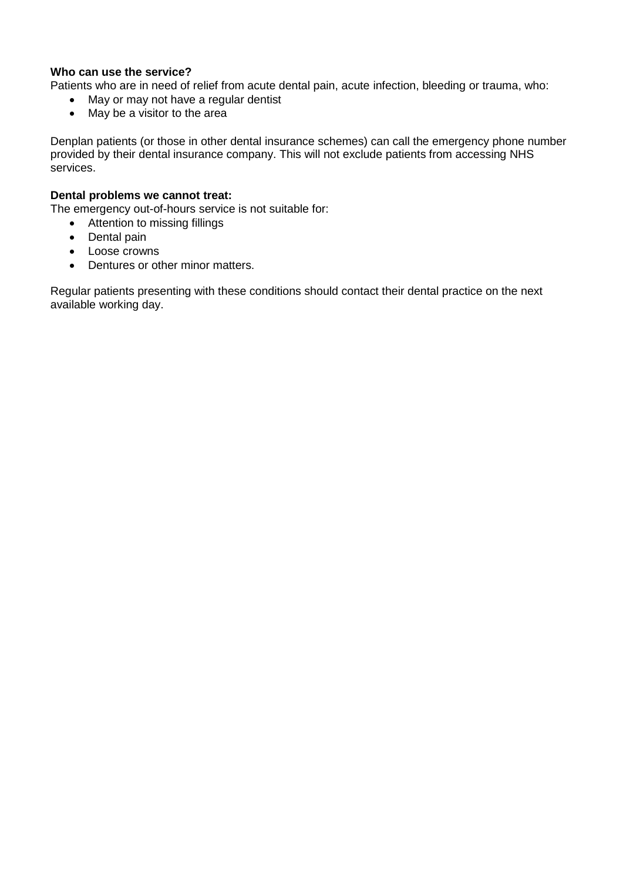**Who can use the service?**
Patients who are in need of relief from acute dental pain, acute infection, bleeding or trauma, who:

- May or may not have a regular dentist
- May be a visitor to the area

Denplan patients (or those in other dental insurance schemes) can call the emergency phone number provided by their dental insurance company. This will not exclude patients from accessing NHS services.

**Dental problems we cannot treat:**
The emergency out-of-hours service is not suitable for:

- Attention to missing fillings
- Dental pain
- Loose crowns
- Dentures or other minor matters.

Regular patients presenting with these conditions should contact their dental practice on the next available working day.